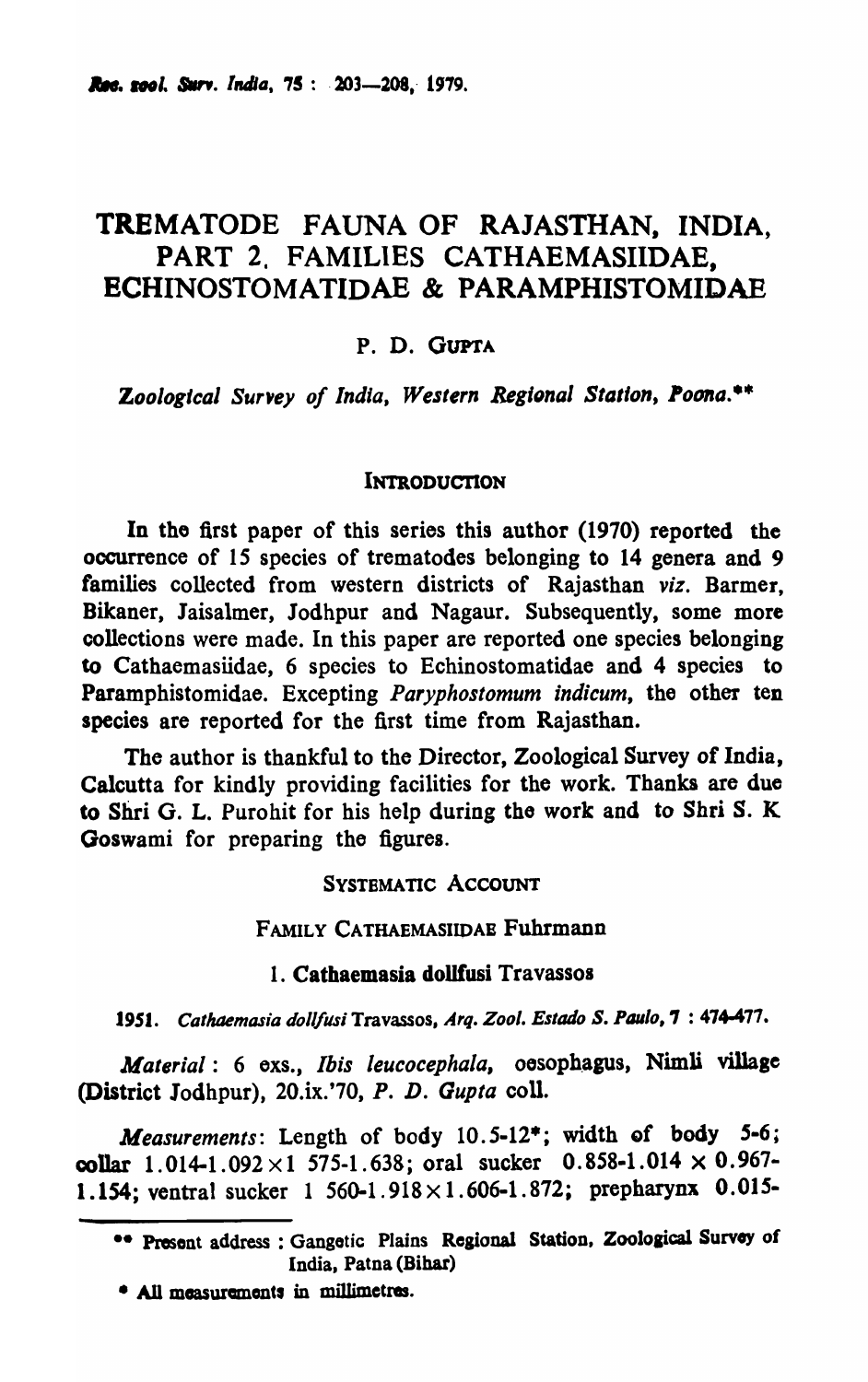# TREMATODE FAUNA OF RAJASTHAN, INDIA, PART 2, FAMILIES CATHAEMASIIDAE, ECHINOSTOMATIDAE & PARAMPHISTOMIDAE

P. D. GUPTA

*Zoological Survey of India, Western Regional Station, Poona.*\*\*

## INTRODUCTION

In the first paper of this series this author (1970) reported the occurrence of 15 species of trematodes belonging to 14 genera and 9 families collected from western districts of Rajasthan *viz.* Barmer, Bikaner, Jaisalmer, Jodhpur and Nagaur. Subsequently, some more collections were made. In this paper are reported one species belonging to Cathaemasiidae, 6 species to Echinostomatidae and 4 species to Paramphistomidae. Excepting *Paryphostomum indicum*, the other ten species are reported for the first time from Rajasthan.

The author is thankful to the Director, Zoological Survey of India, Calcutta for kindly providing facilities for the work. Thanks are due to Shri G. L. Purohit for his help during the work and to Shri S. K Goswami for preparing the figures.

## SYSTEMATIC ACCOUNT

### FAMILY CATHAEMASIIDAE Fuhrmann

#### 1. Cathaemasia dollfusi Travassos

1951. *Cathaemasia dollfusi* Travassos, *Arq. Zool. Estado S. Paulo*, 7 : 474-477.

*Material* : 6 exs., *Ibis leucocephala*, oesophagus, Nimli village (District Jodhpur), 20.ix.'70, *P. D. Gupta* coll.

*Measurements*: Length of body 10.5-12\*; width of body 5-6; collar 1.014-1.092 × 1 575-1.638; oral sucker 0.858-1.014 × 0.967-1.154; ventral sucker 1 560-1.918 × 1.606-1.872; prepharynx 0.015-

\*\* Present address : Gangetic Plains Regional Station, Zoological Survey of India, Patna (Bihar)

\* All measurements in millimetres.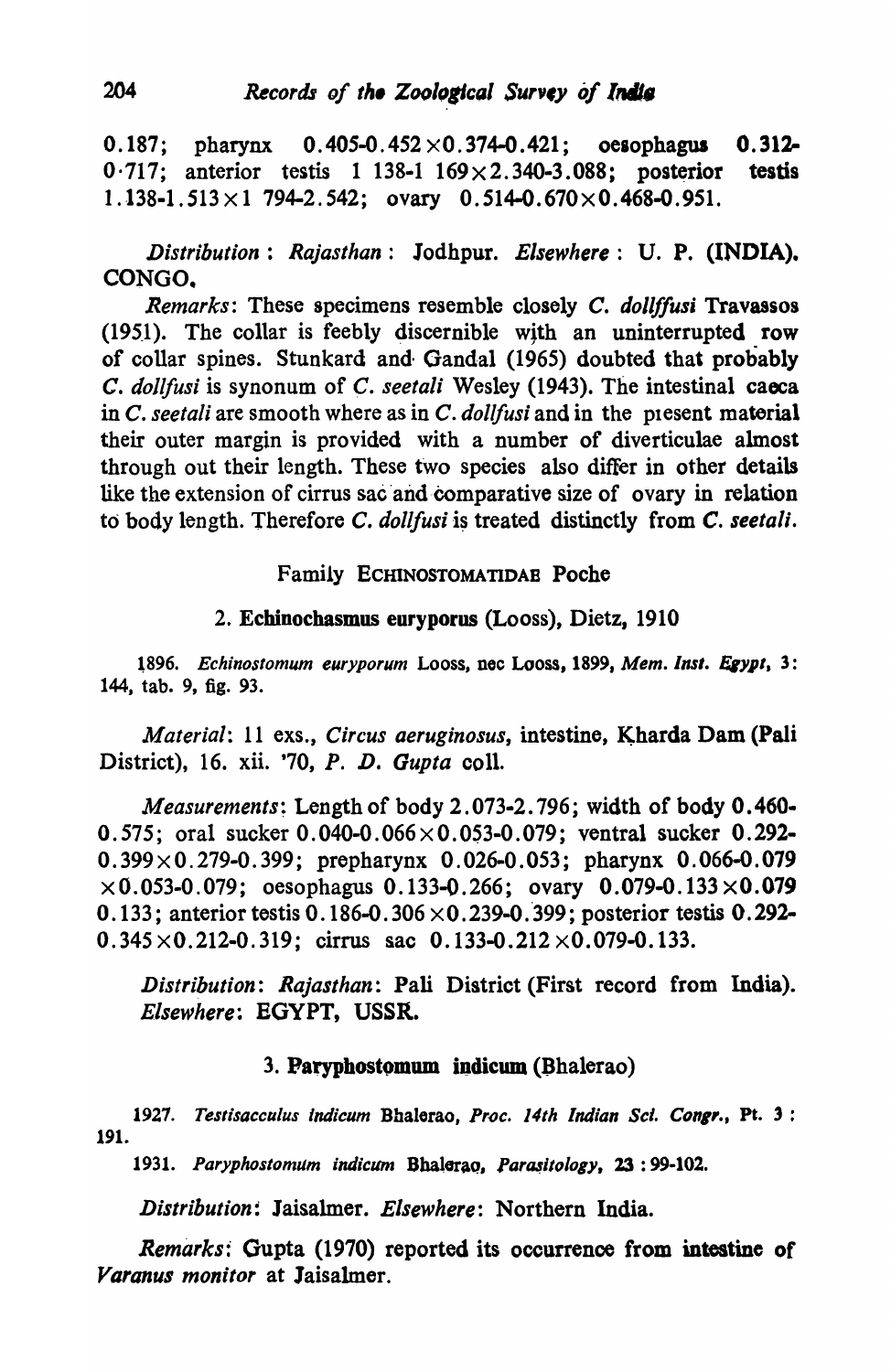0.187; pharynx 0.405-0.452 × 0.374-0.421; oesophagus 0.312-0·717; anterior testis 1 138-1 169 × 2.340-3.088; posterior testis 1.138-1.513 × 1 794-2.542; ovary 0.514-0.670 × 0.468-0.951.

*Distribution* : *Rajasthan* : Jodhpur. *Elsewhere* : U. P. (INDIA). CONGO.

*Remarks*: These specimens resemble closely *C. dollffusi* Travassos (1951). The collar is feebly discernible with an uninterrupted row of collar spines. Stunkard and Gandal (1965) doubted that probably *C. dollfusi* is synonum of *C. seetali* Wesley (1943). The intestinal caeca in *C. seetali* are smooth where as in *C. dollfusi* and in the present material their outer margin is provided with a number of diverticulae almost through out their length. These two species also differ in other details like the extension of cirrus sac and comparative size of ovary in relation to body length. Therefore *C. dollfusi* is treated distinctly from *C. seetali*.

## Family ECHINOSTOMATIDAE Poche

### 2. Echinochasmus euryporus (Looss), Dietz, 1910

1896. *Echinostomum euryporum* Looss, nec Looss, 1899, *Mem. Inst. Egypt*, 3: 144, tab. 9, fig. 93.

*Material*: 11 exs., *Circus aeruginosus*, intestine, Kharda Dam (Pali District), 16. xii. '70, *P. D. Gupta* coll.

*Measurements*: Length of body 2.073-2.796; width of body 0.460-0.575; oral sucker 0.040-0.066 × 0.053-0.079; ventral sucker 0.292-0.399 × 0.279-0.399; prepharynx 0.026-0.053; pharynx 0.066-0.079 × 0.053-0.079; oesophagus 0.133-0.266; ovary 0.079-0.133 × 0.079 0.133; anterior testis 0.186-0.306 × 0.239-0.399; posterior testis 0.292-0.345 × 0.212-0.319; cirrus sac 0.133-0.212 × 0.079-0.133.

*Distribution*: *Rajasthan*: Pali District (First record from India). *Elsewhere*: EGYPT, USSR.

### 3. Paryphostomum indicum (Bhalerao)

1927. *Testisacculus indicum* Bhalerao, *Proc. 14th Indian Sci. Congr.*, Pt. 3 : 191.

1931. *Paryphostomum indicum* Bhalerao, *Parasitology*, 23 : 99-102.

*Distribution*: Jaisalmer. *Elsewhere*: Northern India.

*Remarks*: Gupta (1970) reported its occurrence from intestine of *Varanus monitor* at Jaisalmer.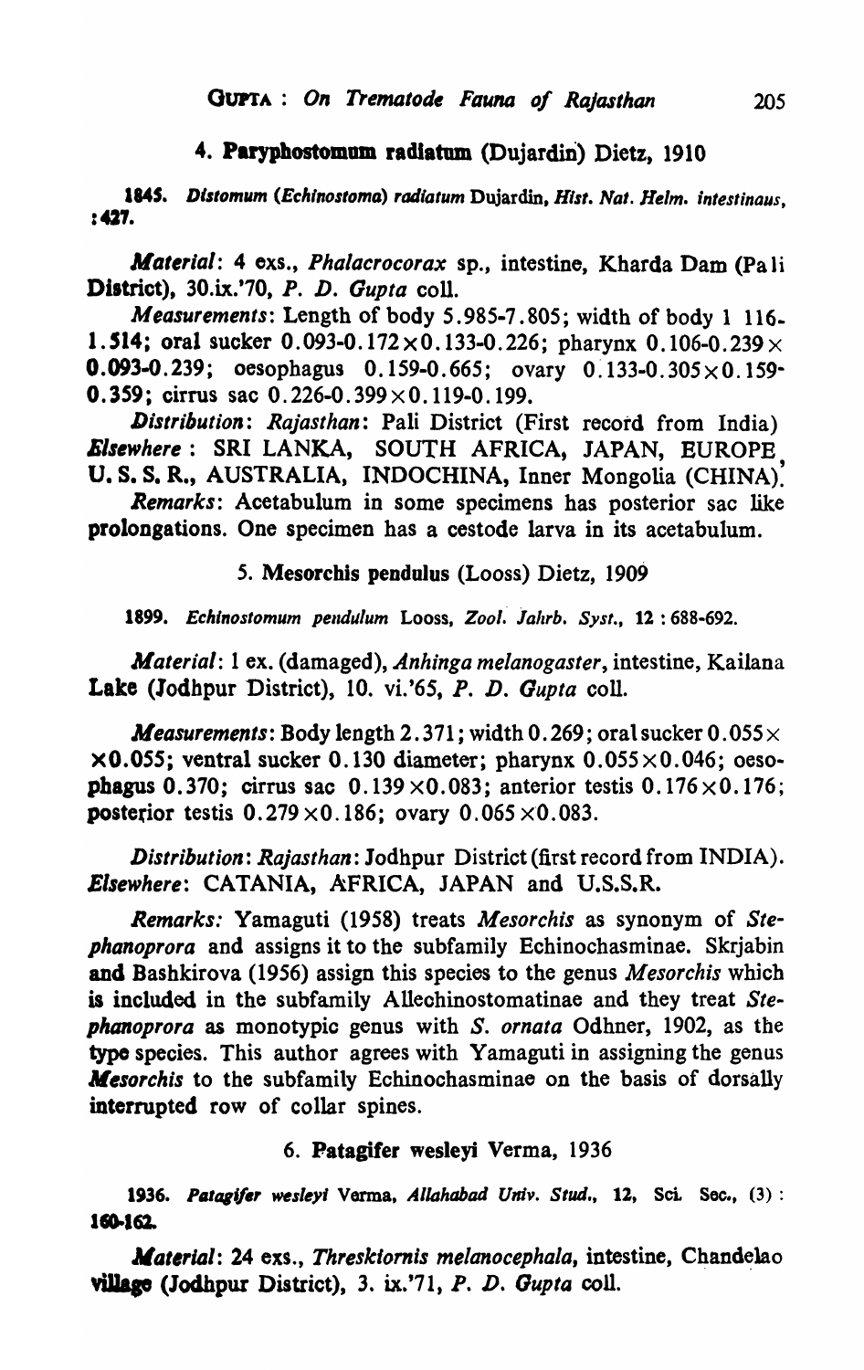### 4. Paryphostomum radiatum (Dujardin) Dietz, 1910

1845. *Distomum (Echinostoma) radiatum* Dujardin, *Hist. Nat. Helm. intestinaus*, : 427.

*Material*: 4 exs., *Phalacrocorax* sp., intestine, Kharda Dam (Pali District), 30.ix.'70, *P. D. Gupta* coll.

*Measurements*: Length of body 5.985-7.805; width of body 1 116-1.514; oral sucker 0.093-0.172 × 0.133-0.226; pharynx 0.106-0.239 × 0.093-0.239; oesophagus 0.159-0.665; ovary 0.133-0.305 × 0.159-0.359; cirrus sac 0.226-0.399 × 0.119-0.199.

*Distribution*: *Rajasthan*: Pali District (First record from India) *Elsewhere* : SRI LANKA, SOUTH AFRICA, JAPAN, EUROPE, U. S. S. R., AUSTRALIA, INDOCHINA, Inner Mongolia (CHINA).

*Remarks*: Acetabulum in some specimens has posterior sac like prolongations. One specimen has a cestode larva in its acetabulum.

### 5. Mesorchis pendulus (Looss) Dietz, 1909

1899. *Echinostomum pendulum* Looss, *Zool. Jahrb. Syst.*, 12 : 688-692.

*Material*: 1 ex. (damaged), *Anhinga melanogaster*, intestine, Kailana Lake (Jodhpur District), 10. vi.'65, *P. D. Gupta* coll.

*Measurements*: Body length 2.371; width 0.269; oral sucker 0.055 × × 0.055; ventral sucker 0.130 diameter; pharynx 0.055 × 0.046; oesophagus 0.370; cirrus sac 0.139 × 0.083; anterior testis 0.176 × 0.176; posterior testis 0.279 × 0.186; ovary 0.065 × 0.083.

*Distribution*: *Rajasthan*: Jodhpur District (first record from INDIA). *Elsewhere*: CATANIA, AFRICA, JAPAN and U.S.S.R.

*Remarks:* Yamaguti (1958) treats *Mesorchis* as synonym of *Stephanoprora* and assigns it to the subfamily Echinochasminae. Skrjabin and Bashkirova (1956) assign this species to the genus *Mesorchis* which is included in the subfamily Allechinostomatinae and they treat *Stephanoprora* as monotypic genus with *S. ornata* Odhner, 1902, as the type species. This author agrees with Yamaguti in assigning the genus *Mesorchis* to the subfamily Echinochasminae on the basis of dorsally interrupted row of collar spines.

### 6. Patagifer wesleyi Verma, 1936

1936. *Patagifer wesleyi* Verma, *Allahabad Univ. Stud.*, 12, Sci. Sec., (3) : 160-162.

*Material*: 24 exs., *Thresktornis melanocephala*, intestine, Chandelao village (Jodhpur District), 3. ix.'71, *P. D. Gupta* coll.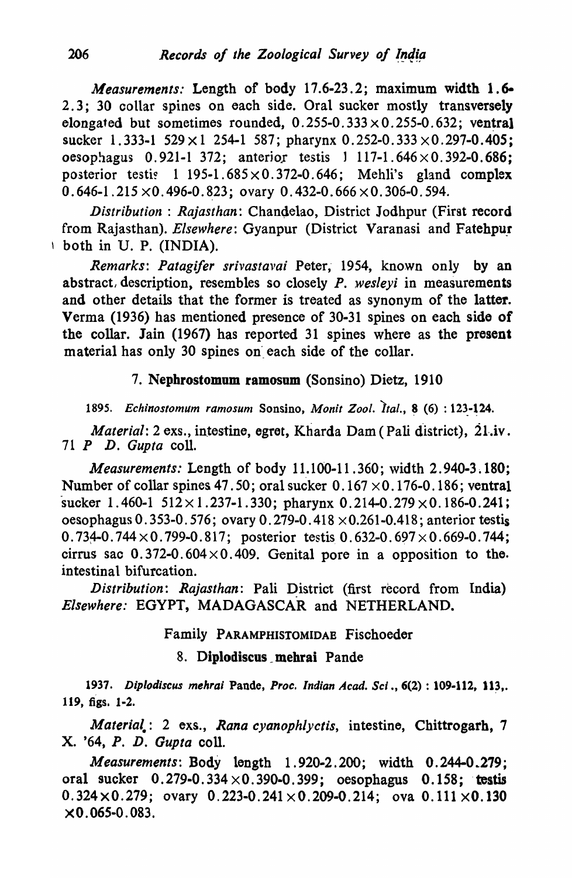*Measurements:* Length of body 17.6-23.2; maximum width 1.6-2.3; 30 collar spines on each side. Oral sucker mostly transversely elongated but sometimes rounded, 0.255-0.333 × 0.255-0.632; ventral sucker 1.333-1 529 × 1 254-1 587; pharynx 0.252-0.333 × 0.297-0.405; oesophagus 0.921-1 372; anterior testis 1 117-1.646 × 0.392-0.686; posterior testis 1 195-1.685 × 0.372-0.646; Mehli's gland complex 0.646-1.215 × 0.496-0.823; ovary 0.432-0.666 × 0.306-0.594.

*Distribution* : *Rajasthan*: Chandelao, District Jodhpur (First record from Rajasthan). *Elsewhere*: Gyanpur (District Varanasi and Fatehpur both in U. P. (INDIA).

*Remarks*: *Patagifer srivastavai* Peter, 1954, known only by an abstract, description, resembles so closely *P. wesleyi* in measurements and other details that the former is treated as synonym of the latter. Verma (1936) has mentioned presence of 30-31 spines on each side of the collar. Jain (1967) has reported 31 spines where as the present material has only 30 spines on each side of the collar.

### 7. **Nephrostomum ramosum** (Sonsino) Dietz, 1910

1895. *Echinostomum ramosum* Sonsino, *Monit Zool. Ital.*, 8 (6) : 123-124.

*Material*: 2 exs., intestine, egret, Kharda Dam (Pali district), 21.iv. 71 *P D. Gupta* coll.

*Measurements:* Length of body 11.100-11.360; width 2.940-3.180; Number of collar spines 47.50; oral sucker 0.167 × 0.176-0.186; ventral sucker 1.460-1 512 × 1.237-1.330; pharynx 0.214-0.279 × 0.186-0.241; oesophagus 0.353-0.576; ovary 0.279-0.418 × 0.261-0.418; anterior testis 0.734-0.744 × 0.799-0.817; posterior testis 0.632-0.697 × 0.669-0.744; cirrus sac 0.372-0.604 × 0.409. Genital pore in a opposition to the intestinal bifurcation.

*Distribution*: *Rajasthan*: Pali District (first record from India) *Elsewhere:* EGYPT, MADAGASCAR and NETHERLAND.

## Family PARAMPHISTOMIDAE Fischoeder

### 8. **Diplodiscus mehrai** Pande

1937. *Diplodiscus mehrai* Pande, *Proc. Indian Acad. Sci.*, 6(2) : 109-112, 113, 119, figs. 1-2.

*Material*: 2 exs., *Rana cyanophlyctis*, intestine, Chittrogarh, 7 X. '64, *P. D. Gupta* coll.

*Measurements*: Body length 1.920-2.200; width 0.244-0.279; oral sucker 0.279-0.334 × 0.390-0.399; oesophagus 0.158; testis 0.324 × 0.279; ovary 0.223-0.241 × 0.209-0.214; ova 0.111 × 0.130 × 0.065-0.083.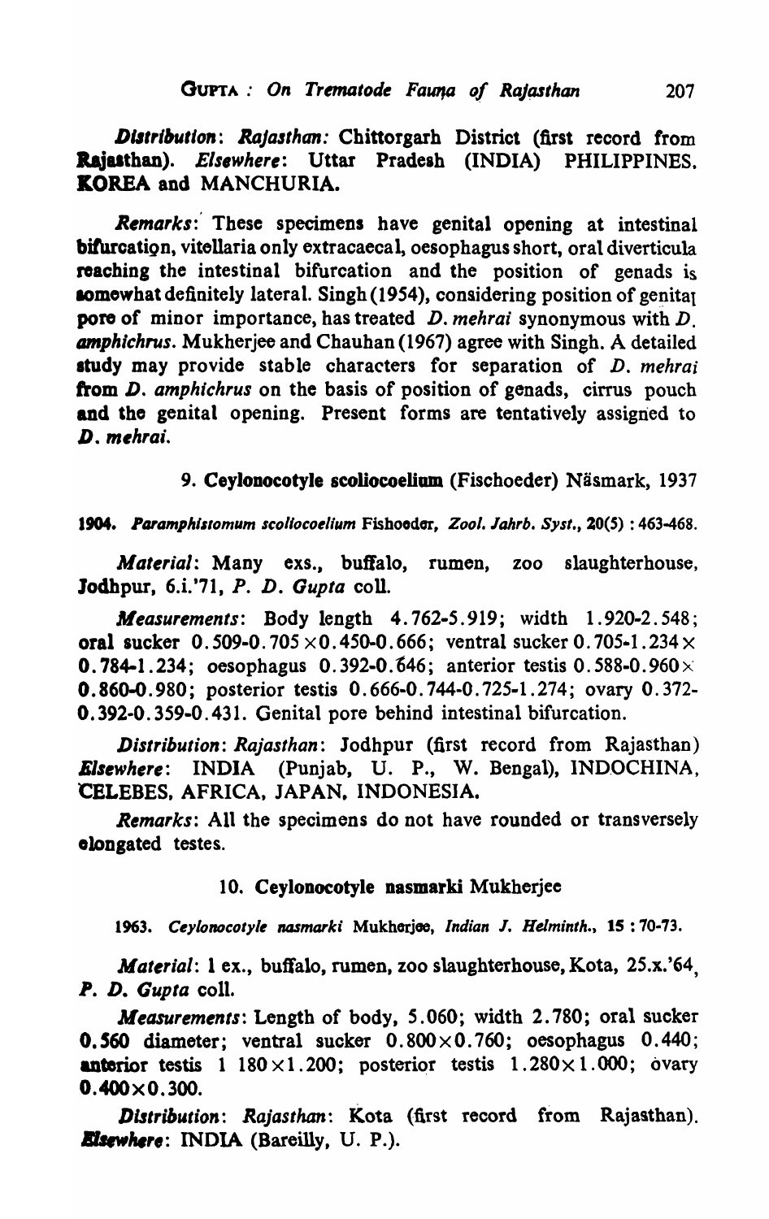*Distribution*: *Rajasthan:* Chittorgarh District (first record from Rajasthan). *Elsewhere*: Uttar Pradesh (INDIA) PHILIPPINES. KOREA and MANCHURIA.

*Remarks*: These specimens have genital opening at intestinal bifurcation, vitellaria only extracaecal, oesophagus short, oral diverticula reaching the intestinal bifurcation and the position of genads is somewhat definitely lateral. Singh (1954), considering position of genital pore of minor importance, has treated *D. mehrai* synonymous with *D. amphichrus*. Mukherjee and Chauhan (1967) agree with Singh. A detailed study may provide stable characters for separation of *D. mehrai* from *D. amphichrus* on the basis of position of genads, cirrus pouch and the genital opening. Present forms are tentatively assigned to *D. mehrai*.

### 9. Ceylonocotyle scoliocoelium (Fischoeder) Näsmark, 1937

**1904.** *Paramphistomum scoliocoelium* Fishoeder, *Zool. Jahrb. Syst.*, **20**(5) : 463-468.

*Material*: Many exs., buffalo, rumen, zoo slaughterhouse, Jodhpur, 6.i.'71, *P. D. Gupta* coll.

*Measurements*: Body length 4.762-5.919; width 1.920-2.548; oral sucker 0.509-0.705 × 0.450-0.666; ventral sucker 0.705-1.234 × 0.784-1.234; oesophagus 0.392-0.646; anterior testis 0.588-0.960 × 0.860-0.980; posterior testis 0.666-0.744-0.725-1.274; ovary 0.372-0.392-0.359-0.431. Genital pore behind intestinal bifurcation.

*Distribution*: *Rajasthan*: Jodhpur (first record from Rajasthan) *Elsewhere*: INDIA (Punjab, U. P., W. Bengal), INDOCHINA, CELEBES, AFRICA, JAPAN, INDONESIA.

*Remarks*: All the specimens do not have rounded or transversely elongated testes.

### 10. Ceylonocotyle nasmarki Mukherjee

1963. *Ceylonocotyle nasmarki* Mukherjee, *Indian J. Helminth.*, **15** : 70-73.

*Material*: 1 ex., buffalo, rumen, zoo slaughterhouse, Kota, 25.x.'64, *P. D. Gupta* coll.

*Measurements*: Length of body, 5.060; width 2.780; oral sucker 0.560 diameter; ventral sucker 0.800 × 0.760; oesophagus 0.440; anterior testis 1 180 × 1.200; posterior testis 1.280 × 1.000; ovary 0.400 × 0.300.

*Distribution*: *Rajasthan*: Kota (first record from Rajasthan). *Elsewhere*: INDIA (Bareilly, U. P.).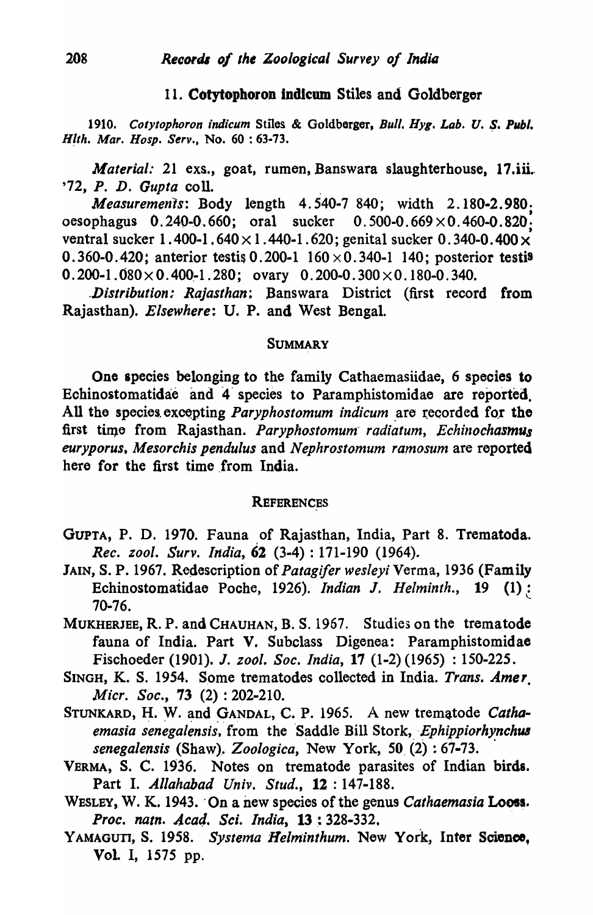### 11. Cotytophoron indicum Stiles and Goldberger

1910. *Cotytophoron indicum* Stiles & Goldberger, *Bull. Hyg. Lab. U. S. Publ. Hlth. Mar. Hosp. Serv.*, No. 60 : 63-73.

*Material:* 21 exs., goat, rumen, Banswara slaughterhouse, 17.iii. '72, *P. D. Gupta* coll.

*Measurements*: Body length 4.540-7 840; width 2.180-2.980; oesophagus 0.240-0.660; oral sucker 0.500-0.669 × 0.460-0.820; ventral sucker 1.400-1.640 × 1.440-1.620; genital sucker 0.340-0.400 × 0.360-0.420; anterior testis 0.200-1 160 × 0.340-1 140; posterior testis 0.200-1.080 × 0.400-1.280; ovary 0.200-0.300 × 0.180-0.340.

*Distribution: Rajasthan*: Banswara District (first record from Rajasthan). *Elsewhere*: U. P. and West Bengal.

## SUMMARY

One species belonging to the family Cathaemasiidae, 6 species to Echinostomatidae and 4 species to Paramphistomidae are reported. All the species excepting *Paryphostomum indicum* are recorded for the first time from Rajasthan. *Paryphostomum radiatum, Echinochasmus euryporus, Mesorchis pendulus* and *Nephrostomum ramosum* are reported here for the first time from India.

## REFERENCES

GUPTA, P. D. 1970. Fauna of Rajasthan, India, Part 8. Trematoda. *Rec. zool. Surv. India*, **62** (3-4) : 171-190 (1964).

JAIN, S. P. 1967. Redescription of *Patagifer wesleyi* Verma, 1936 (Family Echinostomatidae Poche, 1926). *Indian J. Helminth.*, **19** (1) : 70-76.

MUKHERJEE, R. P. and CHAUHAN, B. S. 1967. Studies on the trematode fauna of India. Part V. Subclass Digenea: Paramphistomidae Fischoeder (1901). *J. zool. Soc. India*, **17** (1-2) (1965) : 150-225.

SINGH, K. S. 1954. Some trematodes collected in India. *Trans. Amer. Micr. Soc.*, **73** (2) : 202-210.

STUNKARD, H. W. and GANDAL, C. P. 1965. A new trematode *Cathaemasia senegalensis*, from the Saddle Bill Stork, *Ephippiorhynchus senegalensis* (Shaw). *Zoologica*, New York, **50** (2) : 67-73.

VERMA, S. C. 1936. Notes on trematode parasites of Indian birds. Part I. *Allahabad Univ. Stud.*, **12** : 147-188.

WESLEY, W. K. 1943. On a new species of the genus *Cathaemasia* Looss. *Proc. natn. Acad. Sci. India*, **13** : 328-332.

YAMAGUTI, S. 1958. *Systema Helminthum*. New York, Inter Science, Vol. I, 1575 pp.